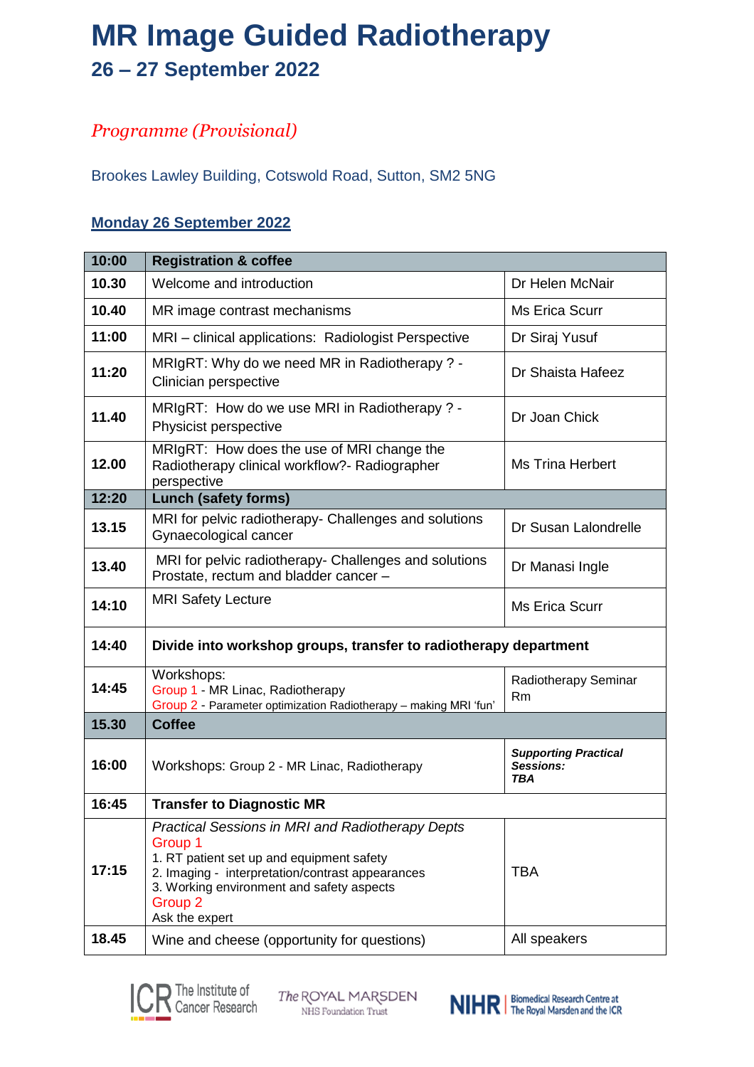# MR Image Guided Radiotherapy

## 26 – 27 September 2022

*Programme (Provisional)*

Brookes Lawley Building, Cotswold Road, Sutton, SM2 5NG

### Monday 26 September 2022

| Time | Session | Speaker |
|---|---|---|
| **10:00** | **Registration & coffee** | |
| **10.30** | Welcome and introduction | Dr Helen McNair |
| **10.40** | MR image contrast mechanisms | Ms Erica Scurr |
| **11:00** | MRI – clinical applications: Radiologist Perspective | Dr Siraj Yusuf |
| **11:20** | MRIgRT: Why do we need MR in Radiotherapy ? - Clinician perspective | Dr Shaista Hafeez |
| **11.40** | MRIgRT: How do we use MRI in Radiotherapy ? - Physicist perspective | Dr Joan Chick |
| **12.00** | MRIgRT: How does the use of MRI change the Radiotherapy clinical workflow?- Radiographer perspective | Ms Trina Herbert |
| **12:20** | **Lunch (safety forms)** | |
| **13.15** | MRI for pelvic radiotherapy- Challenges and solutions Gynaecological cancer | Dr Susan Lalondrelle |
| **13.40** | MRI for pelvic radiotherapy- Challenges and solutions Prostate, rectum and bladder cancer – | Dr Manasi Ingle |
| **14:10** | MRI Safety Lecture | Ms Erica Scurr |
| **14:40** | **Divide into workshop groups, transfer to radiotherapy department** | |
| **14:45** | Workshops:<br>Group 1 - MR Linac, Radiotherapy<br>Group 2 - Parameter optimization Radiotherapy – making MRI 'fun' | Radiotherapy Seminar Rm |
| **15.30** | **Coffee** | |
| **16:00** | Workshops: Group 2 - MR Linac, Radiotherapy | ***Supporting Practical Sessions: TBA*** |
| **16:45** | **Transfer to Diagnostic MR** | |
| **17:15** | *Practical Sessions in MRI and Radiotherapy Depts*<br>Group 1<br>1. RT patient set up and equipment safety<br>2. Imaging - interpretation/contrast appearances<br>3. Working environment and safety aspects<br>Group 2<br>Ask the expert | TBA |
| **18.45** | Wine and cheese (opportunity for questions) | All speakers |

The Institute of Cancer Research | The ROYAL MARSDEN NHS Foundation Trust | NIHR Biomedical Research Centre at The Royal Marsden and the ICR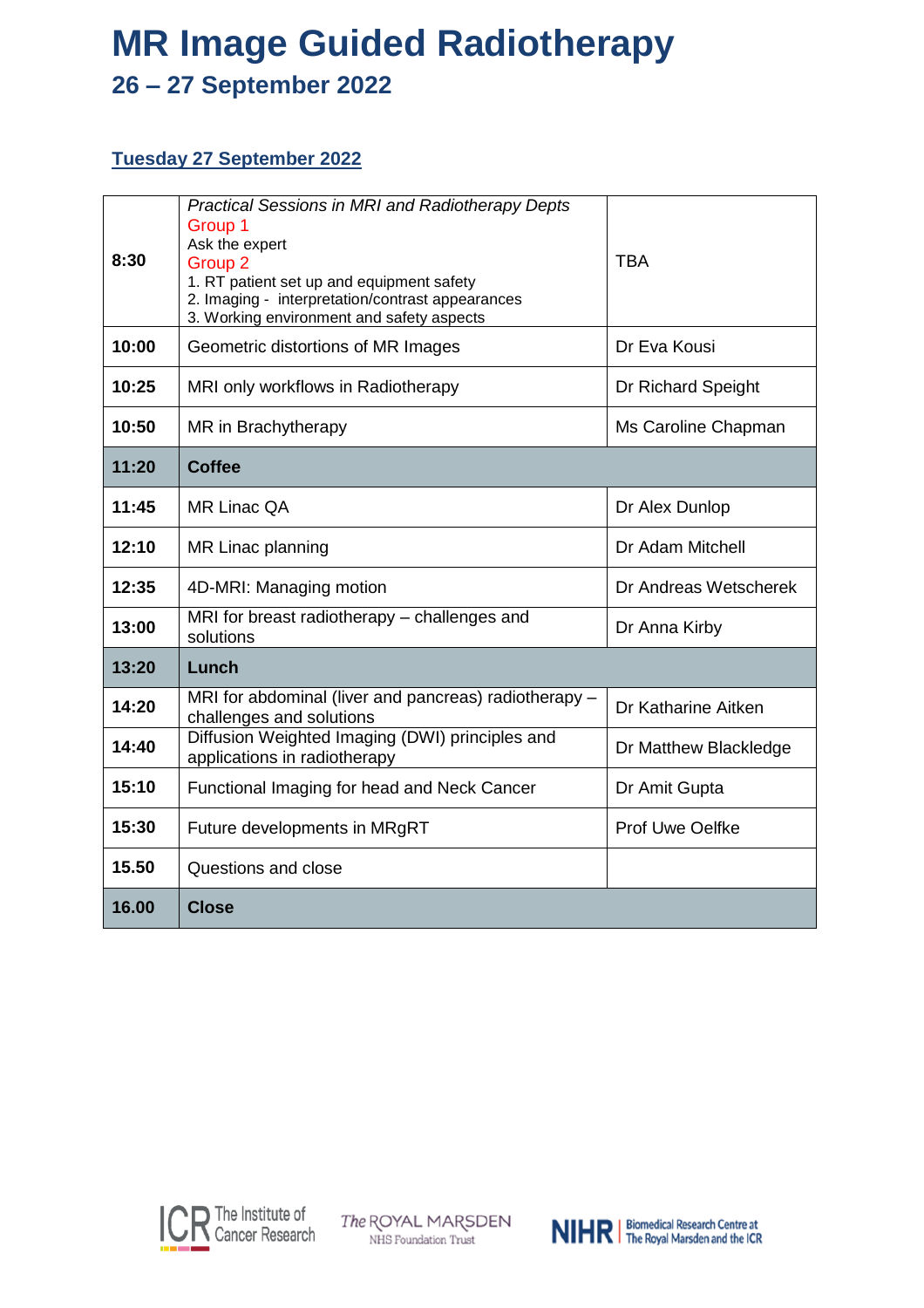# MR Image Guided Radiotherapy

## 26 – 27 September 2022

### Tuesday 27 September 2022

| | | |
|---|---|---|
| **8:30** | *Practical Sessions in MRI and Radiotherapy Depts*<br>Group 1<br>Ask the expert<br>Group 2<br>1. RT patient set up and equipment safety<br>2. Imaging - interpretation/contrast appearances<br>3. Working environment and safety aspects | TBA |
| **10:00** | Geometric distortions of MR Images | Dr Eva Kousi |
| **10:25** | MRI only workflows in Radiotherapy | Dr Richard Speight |
| **10:50** | MR in Brachytherapy | Ms Caroline Chapman |
| **11:20** | **Coffee** | |
| **11:45** | MR Linac QA | Dr Alex Dunlop |
| **12:10** | MR Linac planning | Dr Adam Mitchell |
| **12:35** | 4D-MRI: Managing motion | Dr Andreas Wetscherek |
| **13:00** | MRI for breast radiotherapy – challenges and solutions | Dr Anna Kirby |
| **13:20** | **Lunch** | |
| **14:20** | MRI for abdominal (liver and pancreas) radiotherapy – challenges and solutions | Dr Katharine Aitken |
| **14:40** | Diffusion Weighted Imaging (DWI) principles and applications in radiotherapy | Dr Matthew Blackledge |
| **15:10** | Functional Imaging for head and Neck Cancer | Dr Amit Gupta |
| **15:30** | Future developments in MRgRT | Prof Uwe Oelfke |
| **15.50** | Questions and close | |
| **16.00** | **Close** | |

The Institute of Cancer Research | The ROYAL MARSDEN NHS Foundation Trust | NIHR Biomedical Research Centre at The Royal Marsden and the ICR